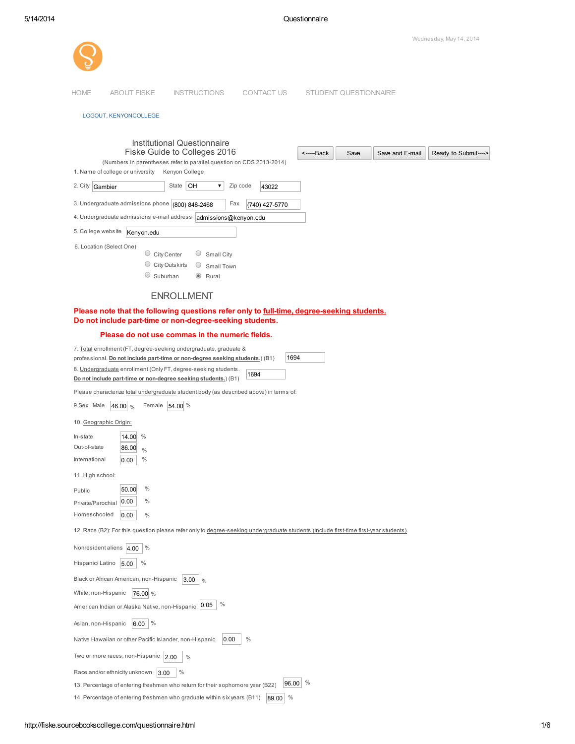Wednesday, May 14, 2014

HOME | ABOUT FISKE | INSTRUCTIONS | CONTACT US | STUDENT QUESTIONNAIRE

LOGOUT, KENYONCOLLEGE

## Institutional Questionnaire
## Fiske Guide to Colleges 2016

(Numbers in parentheses refer to parallel question on CDS 2013-2014)

<-----Back | Save | Save and E-mail | Ready to Submit---->

1. Name of college or university: Kenyon College

2. City: Gambier  State: OH  Zip code: 43022

3. Undergraduate admissions phone: (800) 848-2468  Fax: (740) 427-5770

4. Undergraduate admissions e-mail address: admissions@kenyon.edu

5. College website: Kenyon.edu

6. Location (Select One)

- ○ City Center
- ○ City Outskirts
- ○ Suburban
- ○ Small City
- ○ Small Town
- ◉ Rural

## ENROLLMENT

**Please note that the following questions refer only to full-time, degree-seeking students. Do not include part-time or non-degree-seeking students.**

**Please do not use commas in the numeric fields.**

7. Total enrollment (FT, degree-seeking undergraduate, graduate & professional. **Do not include part-time or non-degree seeking students.**) (B1): 1694

8. Undergraduate enrollment (Only FT, degree-seeking students. **Do not include part-time or non-degree seeking students.**) (B1): 1694

Please characterize total undergraduate student body (as described above) in terms of:

9. Sex  Male: 46.00 %  Female: 54.00 %

10. Geographic Origin:

- In-state: 14.00 %
- Out-of-state: 86.00 %
- International: 0.00 %

11. High school:

- Public: 50.00 %
- Private/Parochial: 0.00 %
- Homeschooled: 0.00 %

12. Race (B2): For this question please refer only to degree-seeking undergraduate students (include first-time first-year students).

- Nonresident aliens: 4.00 %
- Hispanic/ Latino: 5.00 %
- Black or African American, non-Hispanic: 3.00 %
- White, non-Hispanic: 76.00 %
- American Indian or Alaska Native, non-Hispanic: 0.05 %
- Asian, non-Hispanic: 6.00 %
- Native Hawaiian or other Pacific Islander, non-Hispanic: 0.00 %
- Two or more races, non-Hispanic: 2.00 %
- Race and/or ethnicity unknown: 3.00 %

13. Percentage of entering freshmen who return for their sophomore year (B22): 96.00 %

14. Percentage of entering freshmen who graduate within six years (B11): 89.00 %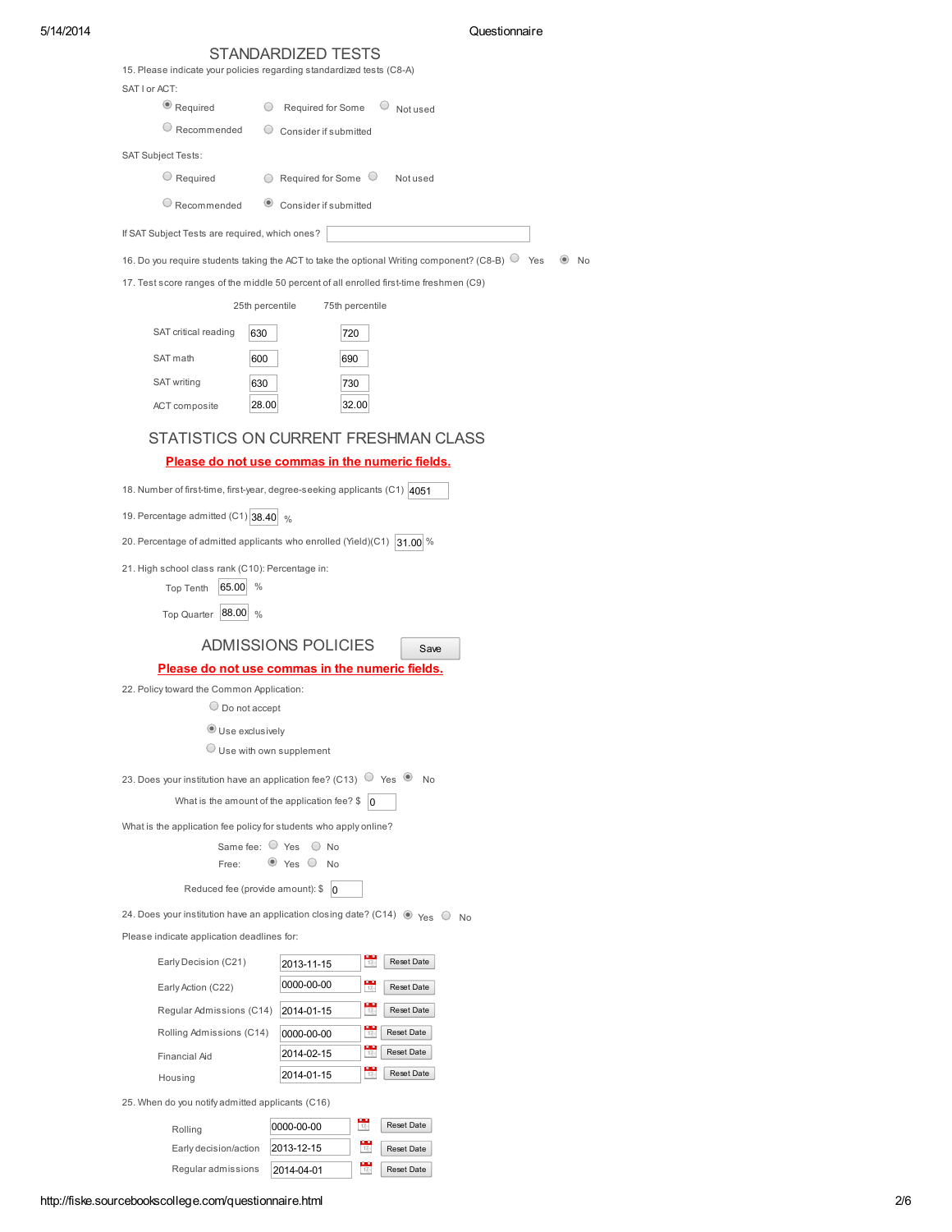## STANDARDIZED TESTS

15. Please indicate your policies regarding standardized tests (C8-A)

SAT I or ACT:

- (•) Required
- ( ) Required for Some
- ( ) Not used
- ( ) Recommended
- ( ) Consider if submitted

SAT Subject Tests:

- ( ) Required
- ( ) Required for Some
- ( ) Not used
- ( ) Recommended
- (•) Consider if submitted

If SAT Subject Tests are required, which ones?

16. Do you require students taking the ACT to take the optional Writing component? (C8-B) ( ) Yes (•) No

17. Test score ranges of the middle 50 percent of all enrolled first-time freshmen (C9)

| | 25th percentile | 75th percentile |
|---|---|---|
| SAT critical reading | 630 | 720 |
| SAT math | 600 | 690 |
| SAT writing | 630 | 730 |
| ACT composite | 28.00 | 32.00 |

## STATISTICS ON CURRENT FRESHMAN CLASS

**Please do not use commas in the numeric fields.**

18. Number of first-time, first-year, degree-seeking applicants (C1) 4051

19. Percentage admitted (C1) 38.40 %

20. Percentage of admitted applicants who enrolled (Yield)(C1) 31.00 %

21. High school class rank (C10): Percentage in:

Top Tenth 65.00 %

Top Quarter 88.00 %

## ADMISSIONS POLICIES

Save

**Please do not use commas in the numeric fields.**

22. Policy toward the Common Application:

- ( ) Do not accept
- (•) Use exclusively
- ( ) Use with own supplement

23. Does your institution have an application fee? (C13) ( ) Yes (•) No

What is the amount of the application fee? $ 0

What is the application fee policy for students who apply online?

Same fee: ( ) Yes ( ) No

Free: (•) Yes ( ) No

Reduced fee (provide amount): $ 0

24. Does your institution have an application closing date? (C14) (•) Yes ( ) No

Please indicate application deadlines for:

| | | |
|---|---|---|
| Early Decision (C21) | 2013-11-15 | Reset Date |
| Early Action (C22) | 0000-00-00 | Reset Date |
| Regular Admissions (C14) | 2014-01-15 | Reset Date |
| Rolling Admissions (C14) | 0000-00-00 | Reset Date |
| Financial Aid | 2014-02-15 | Reset Date |
| Housing | 2014-01-15 | Reset Date |

25. When do you notify admitted applicants (C16)

| | | |
|---|---|---|
| Rolling | 0000-00-00 | Reset Date |
| Early decision/action | 2013-12-15 | Reset Date |
| Regular admissions | 2014-04-01 | Reset Date |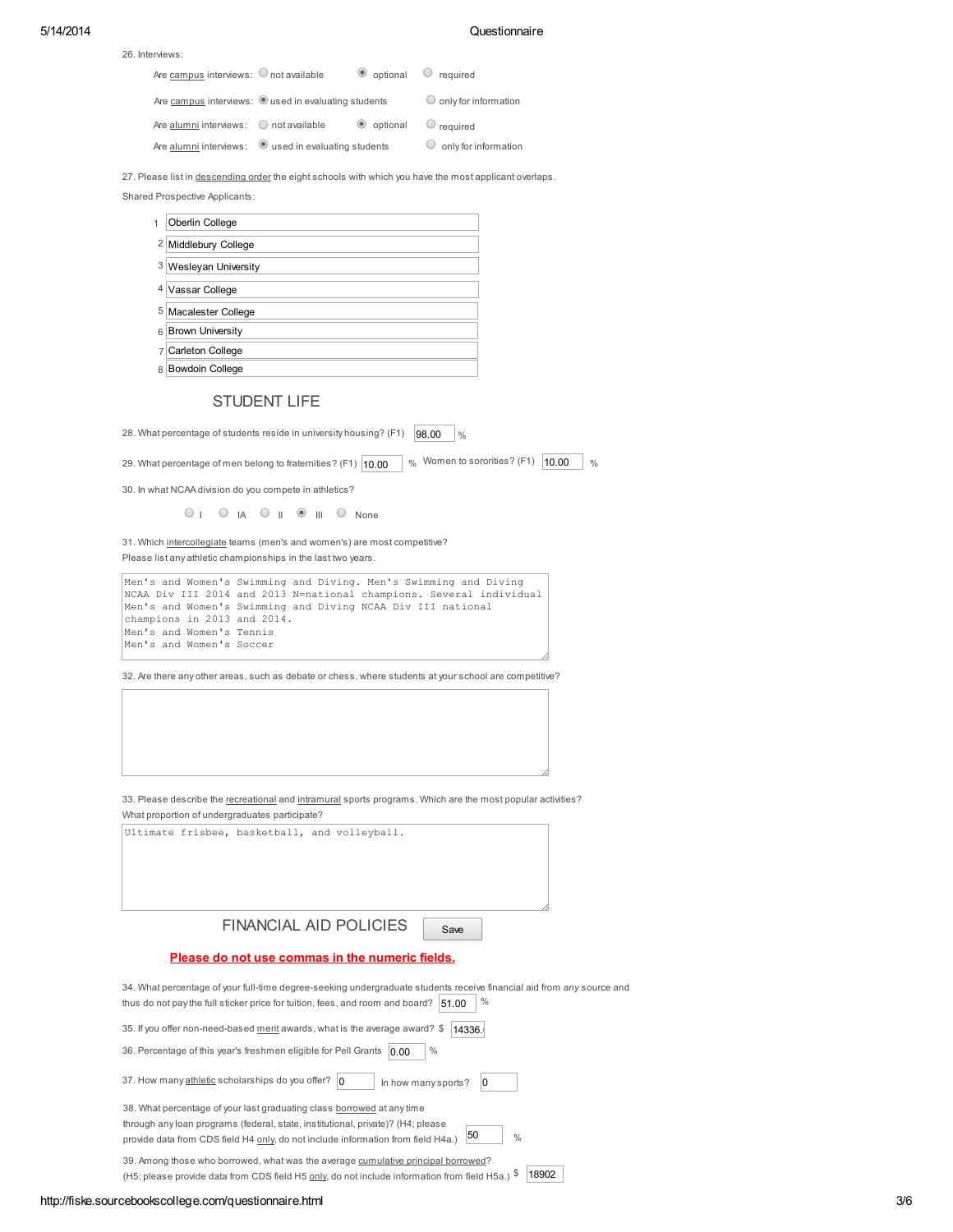26. Interviews:

Are campus interviews: ○ not available ◉ optional ○ required

Are campus interviews: ◉ used in evaluating students ○ only for information

Are alumni interviews: ○ not available ◉ optional ○ required

Are alumni interviews: ◉ used in evaluating students ○ only for information

27. Please list in descending order the eight schools with which you have the most applicant overlaps.

Shared Prospective Applicants:

1. Oberlin College
2. Middlebury College
3. Wesleyan University
4. Vassar College
5. Macalester College
6. Brown University
7. Carleton College
8. Bowdoin College

## STUDENT LIFE

28. What percentage of students reside in university housing? (F1) 98.00 %

29. What percentage of men belong to fraternities? (F1) 10.00 % Women to sororities? (F1) 10.00 %

30. In what NCAA division do you compete in athletics?

○ I ○ IA ○ II ◉ III ○ None

31. Which intercollegiate teams (men's and women's) are most competitive?
Please list any athletic championships in the last two years.

```
Men's and Women's Swimming and Diving. Men's Swimming and Diving
NCAA Div III 2014 and 2013 N=national champions. Several individual
Men's and Women's Swimming and Diving NCAA Div III national
champions in 2013 and 2014.
Men's and Women's Tennis
Men's and Women's Soccer
```

32. Are there any other areas, such as debate or chess, where students at your school are competitive?

33. Please describe the recreational and intramural sports programs. Which are the most popular activities?
What proportion of undergraduates participate?

```
Ultimate frisbee, basketball, and volleyball.
```

## FINANCIAL AID POLICIES

Save

**Please do not use commas in the numeric fields.**

34. What percentage of your full-time degree-seeking undergraduate students receive financial aid from *any* source and thus do not pay the full sticker price for tuition, fees, and room and board? 51.00 %

35. If you offer non-need-based merit awards, what is the average award? $ 14336.

36. Percentage of this year's freshmen eligible for Pell Grants 0.00 %

37. How many athletic scholarships do you offer? 0 In how many sports? 0

38. What percentage of your last graduating class borrowed at any time through any loan programs (federal, state, institutional, private)? (H4; please provide data from CDS field H4 only, do not include information from field H4a.) 50 %

39. Among those who borrowed, what was the average cumulative principal borrowed? (H5; please provide data from CDS field H5 only, do not include information from field H5a.) $ 18902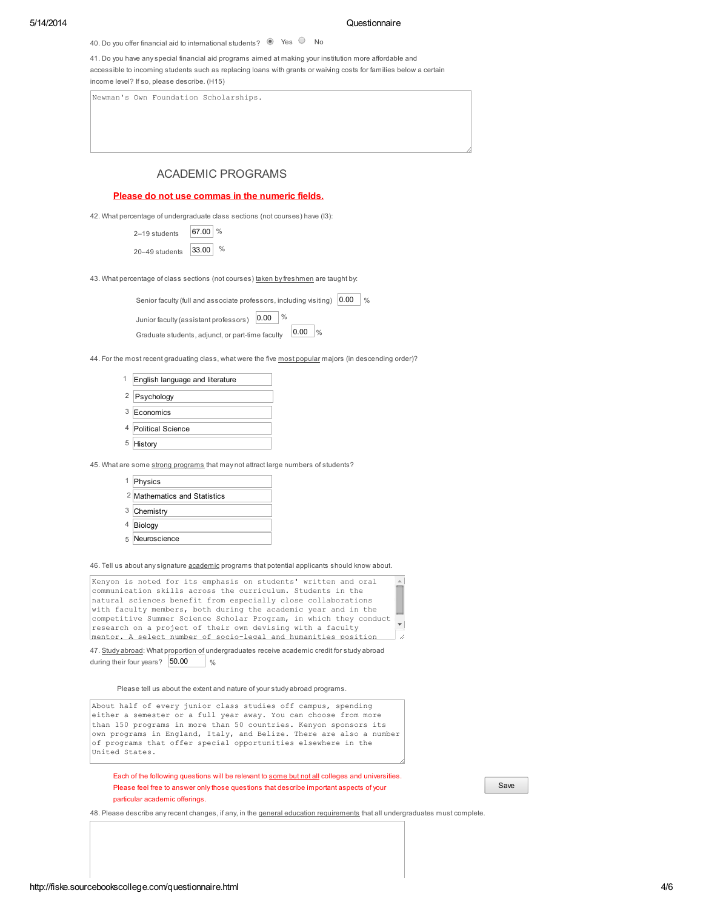40. Do you offer financial aid to international students? (●) Yes ( ) No

41. Do you have any special financial aid programs aimed at making your institution more affordable and accessible to incoming students such as replacing loans with grants or waiving costs for families below a certain income level? If so, please describe. (H15)

```
Newman's Own Foundation Scholarships.
```

## ACADEMIC PROGRAMS

**Please do not use commas in the numeric fields.**

42. What percentage of undergraduate class sections (not courses) have (I3):

- 2–19 students: 67.00 %
- 20–49 students: 33.00 %

43. What percentage of class sections (not courses) taken by freshmen are taught by:

- Senior faculty (full and associate professors, including visiting): 0.00 %
- Junior faculty (assistant professors): 0.00 %
- Graduate students, adjunct, or part-time faculty: 0.00 %

44. For the most recent graduating class, what were the five most popular majors (in descending order)?

1. English language and literature
2. Psychology
3. Economics
4. Political Science
5. History

45. What are some strong programs that may not attract large numbers of students?

1. Physics
2. Mathematics and Statistics
3. Chemistry
4. Biology
5. Neuroscience

46. Tell us about any signature academic programs that potential applicants should know about.

```
Kenyon is noted for its emphasis on students' written and oral
communication skills across the curriculum. Students in the
natural sciences benefit from especially close collaborations
with faculty members, both during the academic year and in the
competitive Summer Science Scholar Program, in which they conduct
research on a project of their own devising with a faculty
mentor. A select number of socio-legal and humanities position
```

47. Study abroad: What proportion of undergraduates receive academic credit for study abroad during their four years? 50.00 %

Please tell us about the extent and nature of your study abroad programs.

```
About half of every junior class studies off campus, spending
either a semester or a full year away. You can choose from more
than 150 programs in more than 50 countries. Kenyon sponsors its
own programs in England, Italy, and Belize. There are also a number
of programs that offer special opportunities elsewhere in the
United States.
```

Each of the following questions will be relevant to some but not all colleges and universities. Please feel free to answer only those questions that describe important aspects of your particular academic offerings.

Save

48. Please describe any recent changes, if any, in the general education requirements that all undergraduates must complete.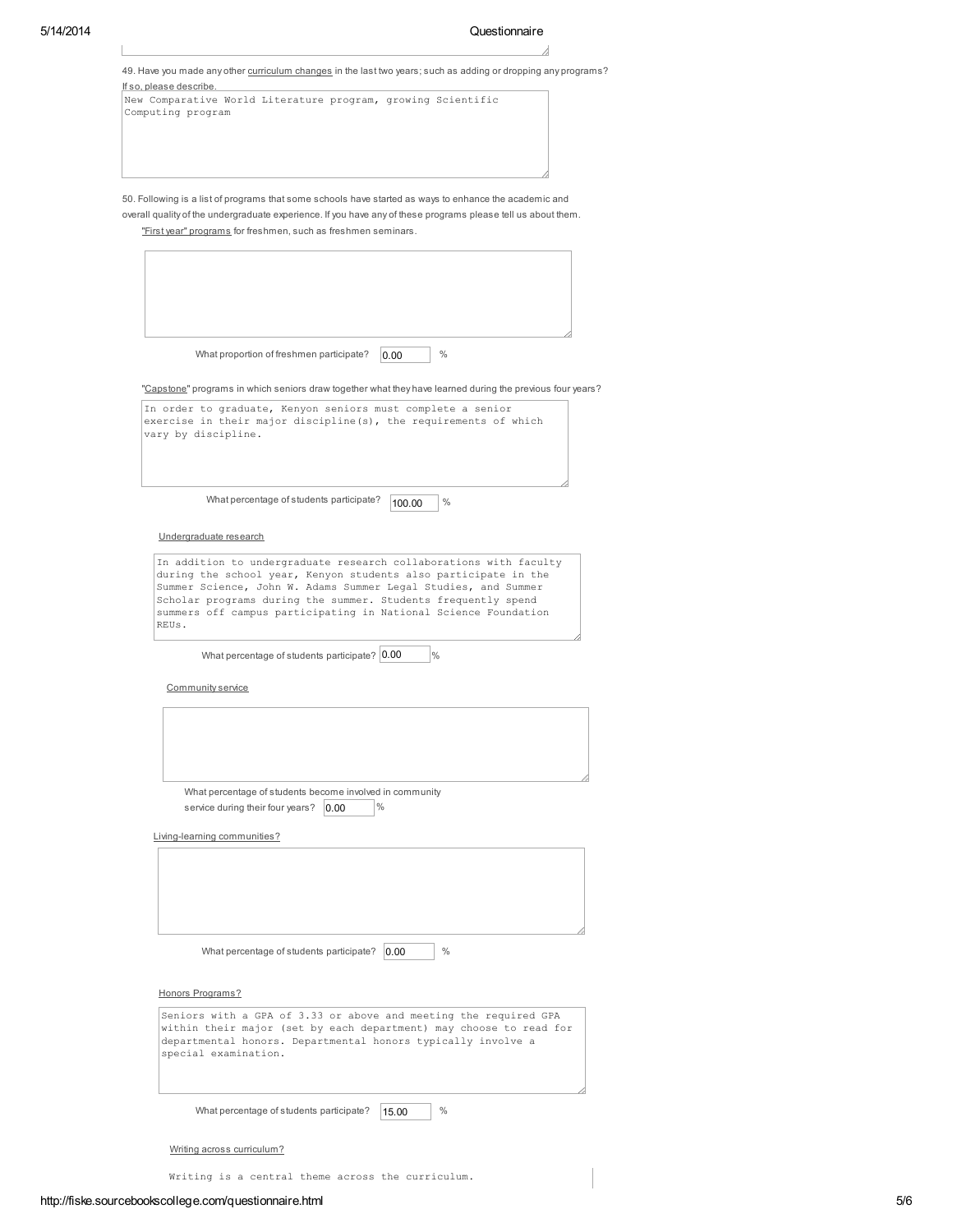49. Have you made any other curriculum changes in the last two years; such as adding or dropping any programs? If so, please describe.

New Comparative World Literature program, growing Scientific Computing program

50. Following is a list of programs that some schools have started as ways to enhance the academic and overall quality of the undergraduate experience. If you have any of these programs please tell us about them.

"First year" programs for freshmen, such as freshmen seminars.

What proportion of freshmen participate? 0.00 %

"Capstone" programs in which seniors draw together what they have learned during the previous four years?

In order to graduate, Kenyon seniors must complete a senior exercise in their major discipline(s), the requirements of which vary by discipline.

What percentage of students participate? 100.00 %

Undergraduate research

In addition to undergraduate research collaborations with faculty during the school year, Kenyon students also participate in the Summer Science, John W. Adams Summer Legal Studies, and Summer Scholar programs during the summer. Students frequently spend summers off campus participating in National Science Foundation REUs.

What percentage of students participate? 0.00 %

Community service

What percentage of students become involved in community service during their four years? 0.00 %

Living-learning communities?

What percentage of students participate? 0.00 %

Honors Programs?

Seniors with a GPA of 3.33 or above and meeting the required GPA within their major (set by each department) may choose to read for departmental honors. Departmental honors typically involve a special examination.

What percentage of students participate? 15.00 %

Writing across curriculum?

Writing is a central theme across the curriculum.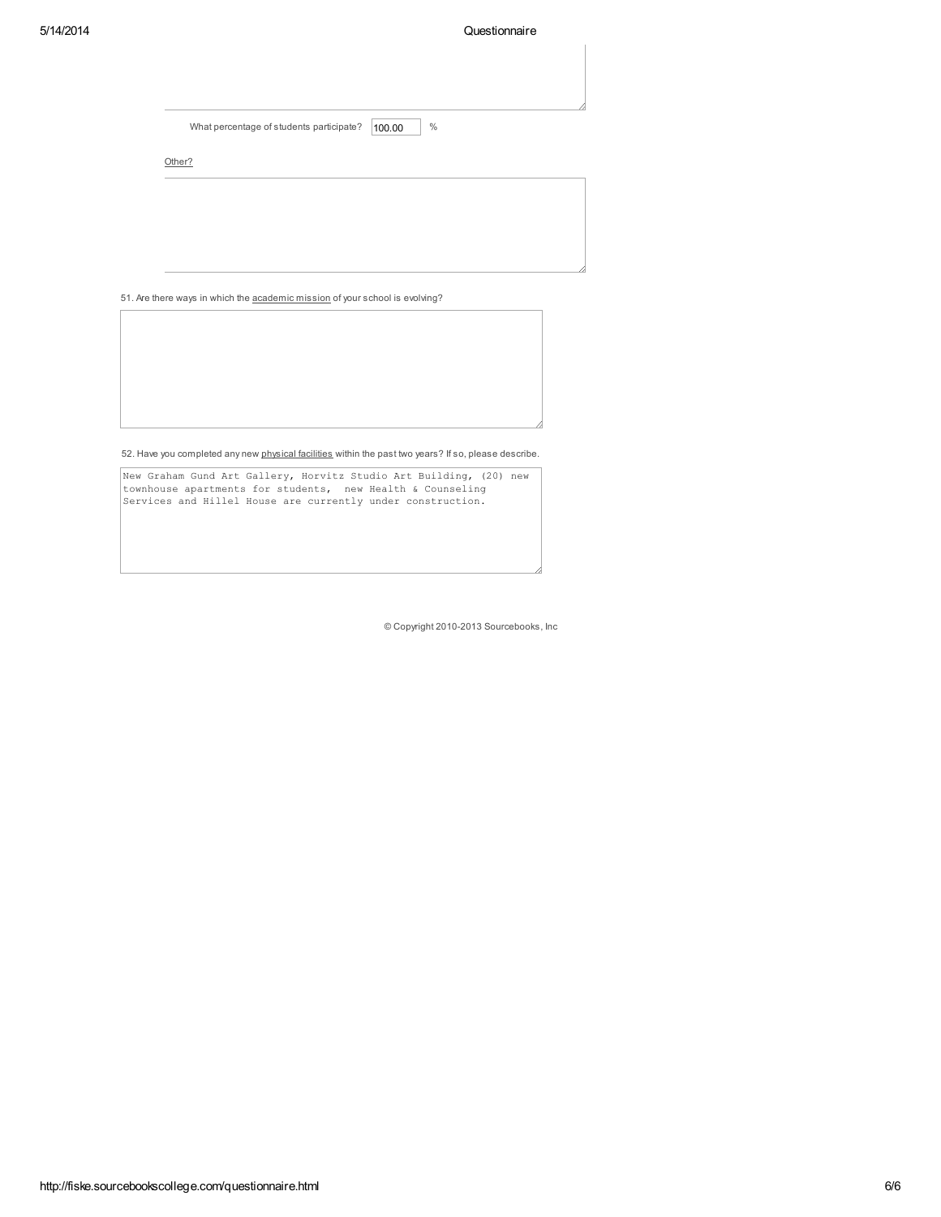What percentage of students participate? 100.00 %

Other?

51. Are there ways in which the academic mission of your school is evolving?

52. Have you completed any new physical facilities within the past two years? If so, please describe.

New Graham Gund Art Gallery, Horvitz Studio Art Building, (20) new townhouse apartments for students, new Health & Counseling Services and Hillel House are currently under construction.

© Copyright 2010-2013 Sourcebooks, Inc